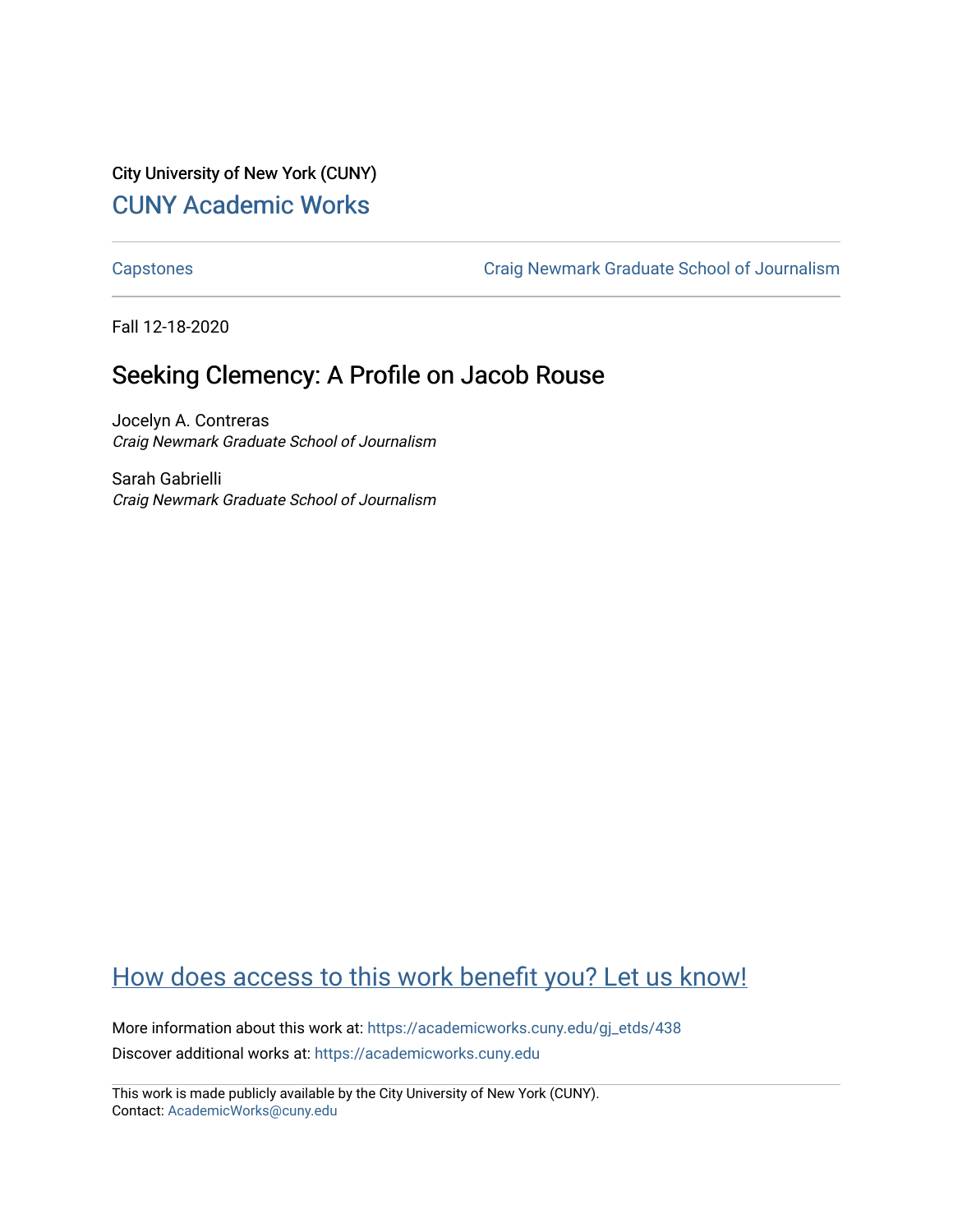City University of New York (CUNY)

## CUNY Academic Works

Capstones | Craig Newmark Graduate School of Journalism

Fall 12-18-2020

# Seeking Clemency: A Profile on Jacob Rouse

Jocelyn A. Contreras
*Craig Newmark Graduate School of Journalism*

Sarah Gabrielli
*Craig Newmark Graduate School of Journalism*

How does access to this work benefit you? Let us know!

More information about this work at: https://academicworks.cuny.edu/gj_etds/438
Discover additional works at: https://academicworks.cuny.edu

This work is made publicly available by the City University of New York (CUNY).
Contact: AcademicWorks@cuny.edu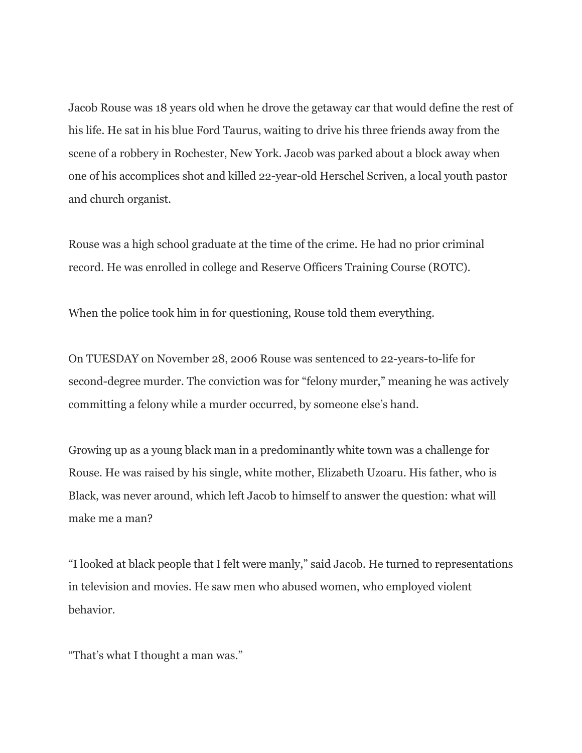Jacob Rouse was 18 years old when he drove the getaway car that would define the rest of his life. He sat in his blue Ford Taurus, waiting to drive his three friends away from the scene of a robbery in Rochester, New York. Jacob was parked about a block away when one of his accomplices shot and killed 22-year-old Herschel Scriven, a local youth pastor and church organist.

Rouse was a high school graduate at the time of the crime. He had no prior criminal record. He was enrolled in college and Reserve Officers Training Course (ROTC).

When the police took him in for questioning, Rouse told them everything.

On TUESDAY on November 28, 2006 Rouse was sentenced to 22-years-to-life for second-degree murder. The conviction was for "felony murder," meaning he was actively committing a felony while a murder occurred, by someone else's hand.

Growing up as a young black man in a predominantly white town was a challenge for Rouse. He was raised by his single, white mother, Elizabeth Uzoaru. His father, who is Black, was never around, which left Jacob to himself to answer the question: what will make me a man?

"I looked at black people that I felt were manly," said Jacob. He turned to representations in television and movies. He saw men who abused women, who employed violent behavior.

"That's what I thought a man was."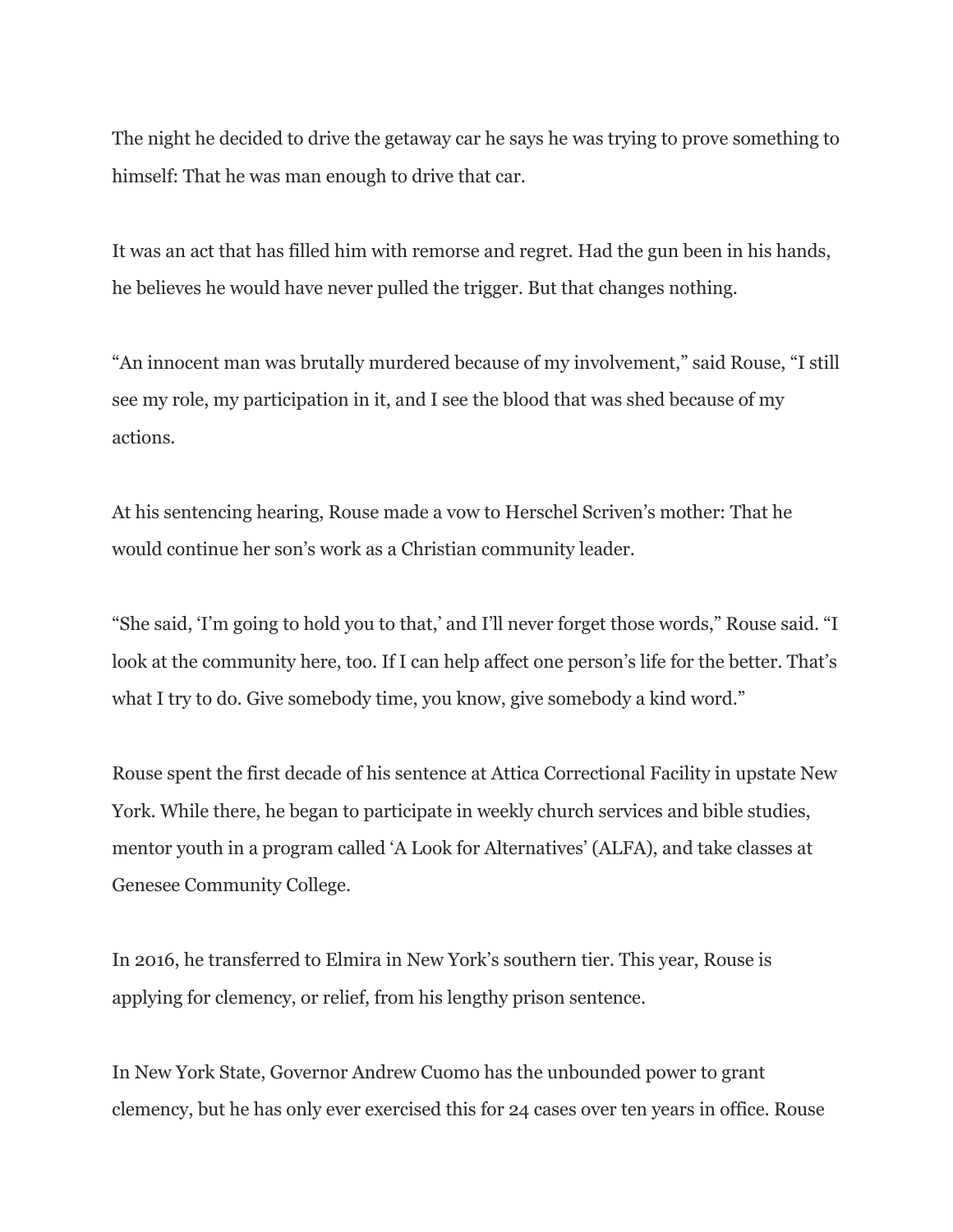The night he decided to drive the getaway car he says he was trying to prove something to himself: That he was man enough to drive that car.

It was an act that has filled him with remorse and regret. Had the gun been in his hands, he believes he would have never pulled the trigger. But that changes nothing.

“An innocent man was brutally murdered because of my involvement,” said Rouse, “I still see my role, my participation in it, and I see the blood that was shed because of my actions.

At his sentencing hearing, Rouse made a vow to Herschel Scriven’s mother: That he would continue her son’s work as a Christian community leader.

“She said, ‘I’m going to hold you to that,’ and I’ll never forget those words,” Rouse said. “I look at the community here, too. If I can help affect one person’s life for the better. That’s what I try to do. Give somebody time, you know, give somebody a kind word.”

Rouse spent the first decade of his sentence at Attica Correctional Facility in upstate New York. While there, he began to participate in weekly church services and bible studies, mentor youth in a program called ‘A Look for Alternatives’ (ALFA), and take classes at Genesee Community College.

In 2016, he transferred to Elmira in New York’s southern tier. This year, Rouse is applying for clemency, or relief, from his lengthy prison sentence.

In New York State, Governor Andrew Cuomo has the unbounded power to grant clemency, but he has only ever exercised this for 24 cases over ten years in office. Rouse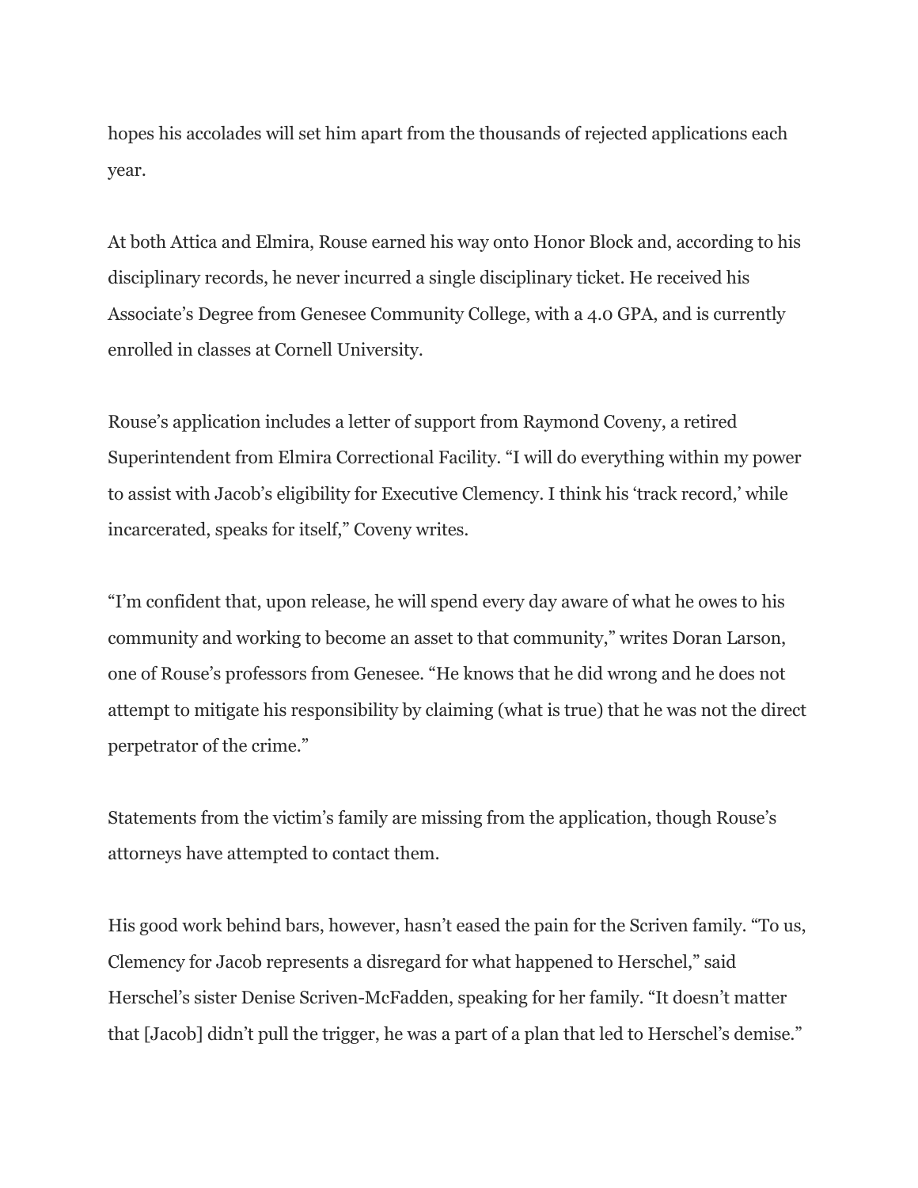hopes his accolades will set him apart from the thousands of rejected applications each year.

At both Attica and Elmira, Rouse earned his way onto Honor Block and, according to his disciplinary records, he never incurred a single disciplinary ticket. He received his Associate's Degree from Genesee Community College, with a 4.0 GPA, and is currently enrolled in classes at Cornell University.

Rouse's application includes a letter of support from Raymond Coveny, a retired Superintendent from Elmira Correctional Facility. "I will do everything within my power to assist with Jacob's eligibility for Executive Clemency. I think his 'track record,' while incarcerated, speaks for itself," Coveny writes.

"I'm confident that, upon release, he will spend every day aware of what he owes to his community and working to become an asset to that community," writes Doran Larson, one of Rouse's professors from Genesee. "He knows that he did wrong and he does not attempt to mitigate his responsibility by claiming (what is true) that he was not the direct perpetrator of the crime."

Statements from the victim's family are missing from the application, though Rouse's attorneys have attempted to contact them.

His good work behind bars, however, hasn't eased the pain for the Scriven family. "To us, Clemency for Jacob represents a disregard for what happened to Herschel," said Herschel's sister Denise Scriven-McFadden, speaking for her family. "It doesn't matter that [Jacob] didn't pull the trigger, he was a part of a plan that led to Herschel's demise."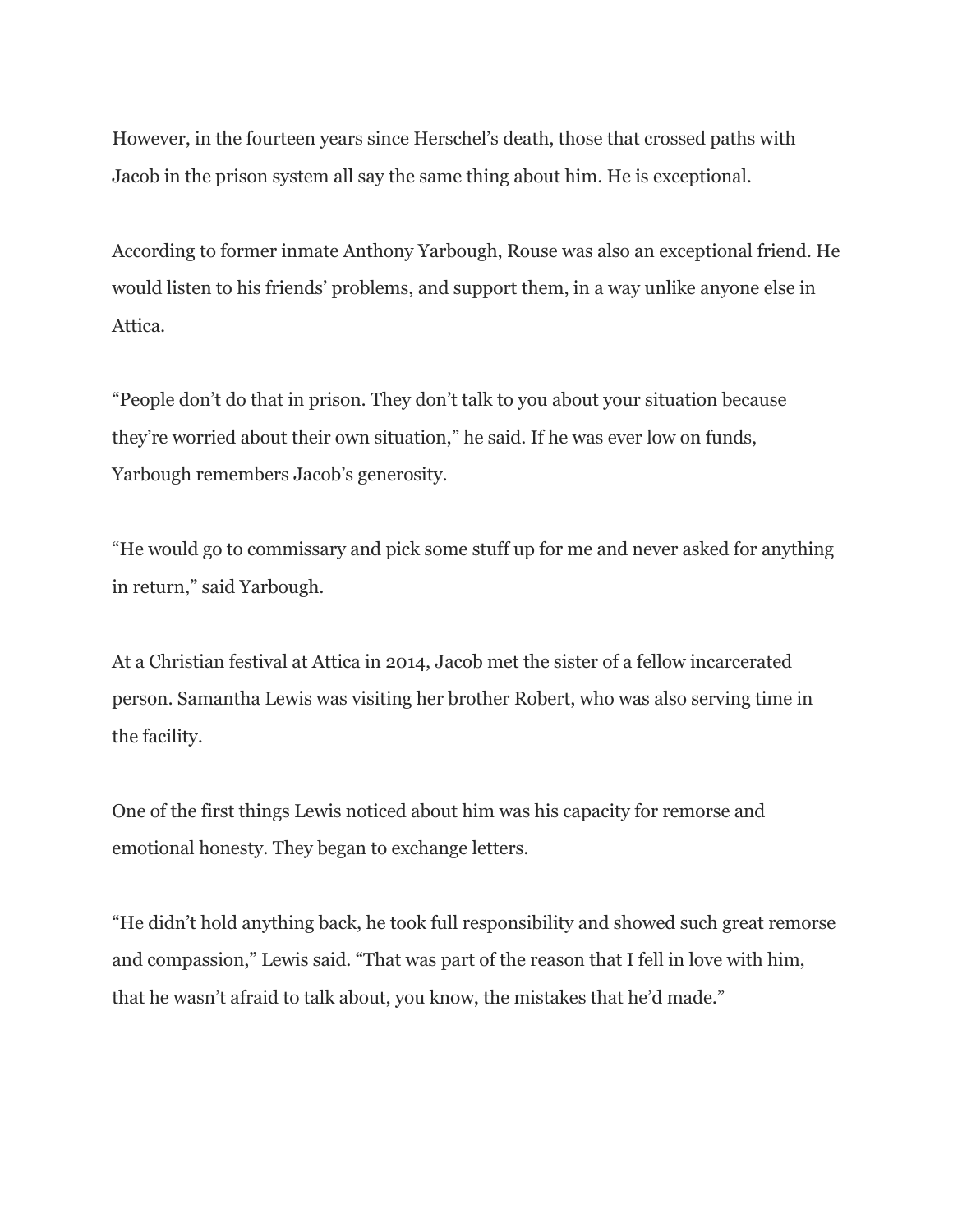However, in the fourteen years since Herschel's death, those that crossed paths with Jacob in the prison system all say the same thing about him. He is exceptional.

According to former inmate Anthony Yarbough, Rouse was also an exceptional friend. He would listen to his friends' problems, and support them, in a way unlike anyone else in Attica.

"People don't do that in prison. They don't talk to you about your situation because they're worried about their own situation," he said. If he was ever low on funds, Yarbough remembers Jacob's generosity.

"He would go to commissary and pick some stuff up for me and never asked for anything in return," said Yarbough.

At a Christian festival at Attica in 2014, Jacob met the sister of a fellow incarcerated person. Samantha Lewis was visiting her brother Robert, who was also serving time in the facility.

One of the first things Lewis noticed about him was his capacity for remorse and emotional honesty. They began to exchange letters.

"He didn't hold anything back, he took full responsibility and showed such great remorse and compassion," Lewis said. "That was part of the reason that I fell in love with him, that he wasn't afraid to talk about, you know, the mistakes that he'd made."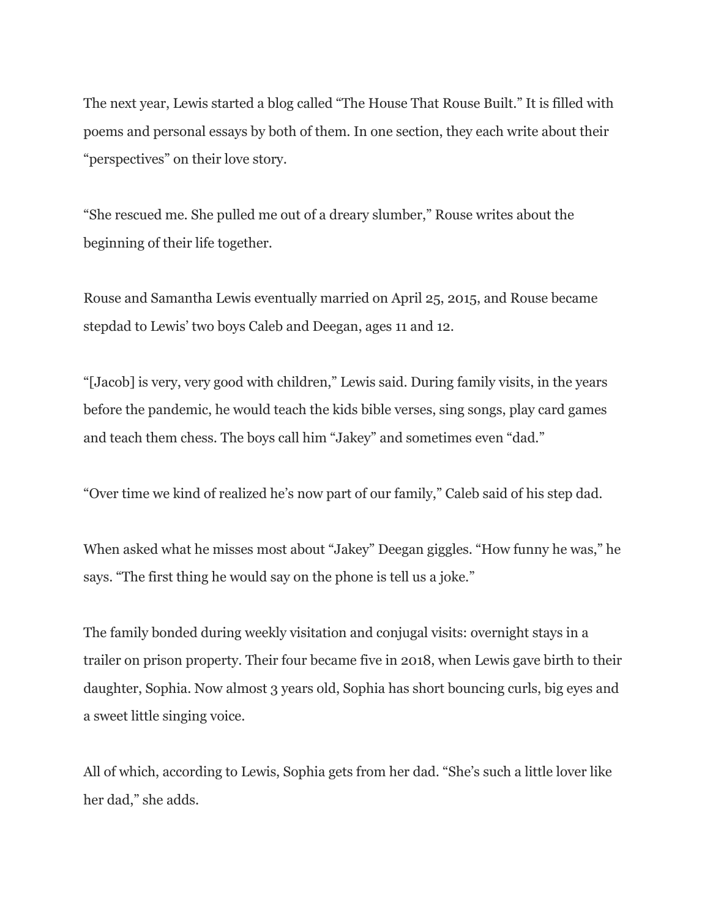The next year, Lewis started a blog called “The House That Rouse Built.” It is filled with poems and personal essays by both of them. In one section, they each write about their “perspectives” on their love story.

“She rescued me. She pulled me out of a dreary slumber,” Rouse writes about the beginning of their life together.

Rouse and Samantha Lewis eventually married on April 25, 2015, and Rouse became stepdad to Lewis’ two boys Caleb and Deegan, ages 11 and 12.

“[Jacob] is very, very good with children,” Lewis said. During family visits, in the years before the pandemic, he would teach the kids bible verses, sing songs, play card games and teach them chess. The boys call him “Jakey” and sometimes even “dad.”

“Over time we kind of realized he’s now part of our family,” Caleb said of his step dad.

When asked what he misses most about “Jakey” Deegan giggles. “How funny he was,” he says. “The first thing he would say on the phone is tell us a joke.”

The family bonded during weekly visitation and conjugal visits: overnight stays in a trailer on prison property. Their four became five in 2018, when Lewis gave birth to their daughter, Sophia. Now almost 3 years old, Sophia has short bouncing curls, big eyes and a sweet little singing voice.

All of which, according to Lewis, Sophia gets from her dad. “She’s such a little lover like her dad,” she adds.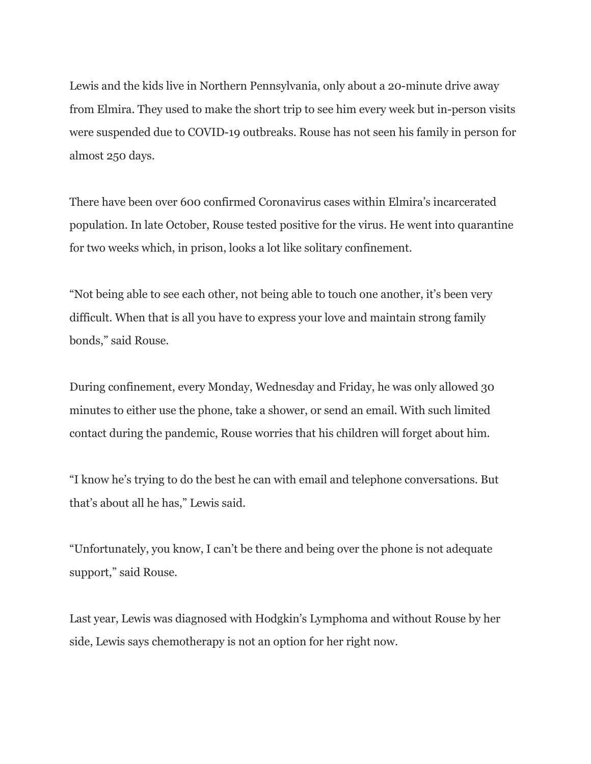Lewis and the kids live in Northern Pennsylvania, only about a 20-minute drive away from Elmira. They used to make the short trip to see him every week but in-person visits were suspended due to COVID-19 outbreaks. Rouse has not seen his family in person for almost 250 days.

There have been over 600 confirmed Coronavirus cases within Elmira's incarcerated population. In late October, Rouse tested positive for the virus. He went into quarantine for two weeks which, in prison, looks a lot like solitary confinement.

"Not being able to see each other, not being able to touch one another, it's been very difficult. When that is all you have to express your love and maintain strong family bonds," said Rouse.

During confinement, every Monday, Wednesday and Friday, he was only allowed 30 minutes to either use the phone, take a shower, or send an email. With such limited contact during the pandemic, Rouse worries that his children will forget about him.

"I know he's trying to do the best he can with email and telephone conversations. But that's about all he has," Lewis said.

"Unfortunately, you know, I can't be there and being over the phone is not adequate support," said Rouse.

Last year, Lewis was diagnosed with Hodgkin's Lymphoma and without Rouse by her side, Lewis says chemotherapy is not an option for her right now.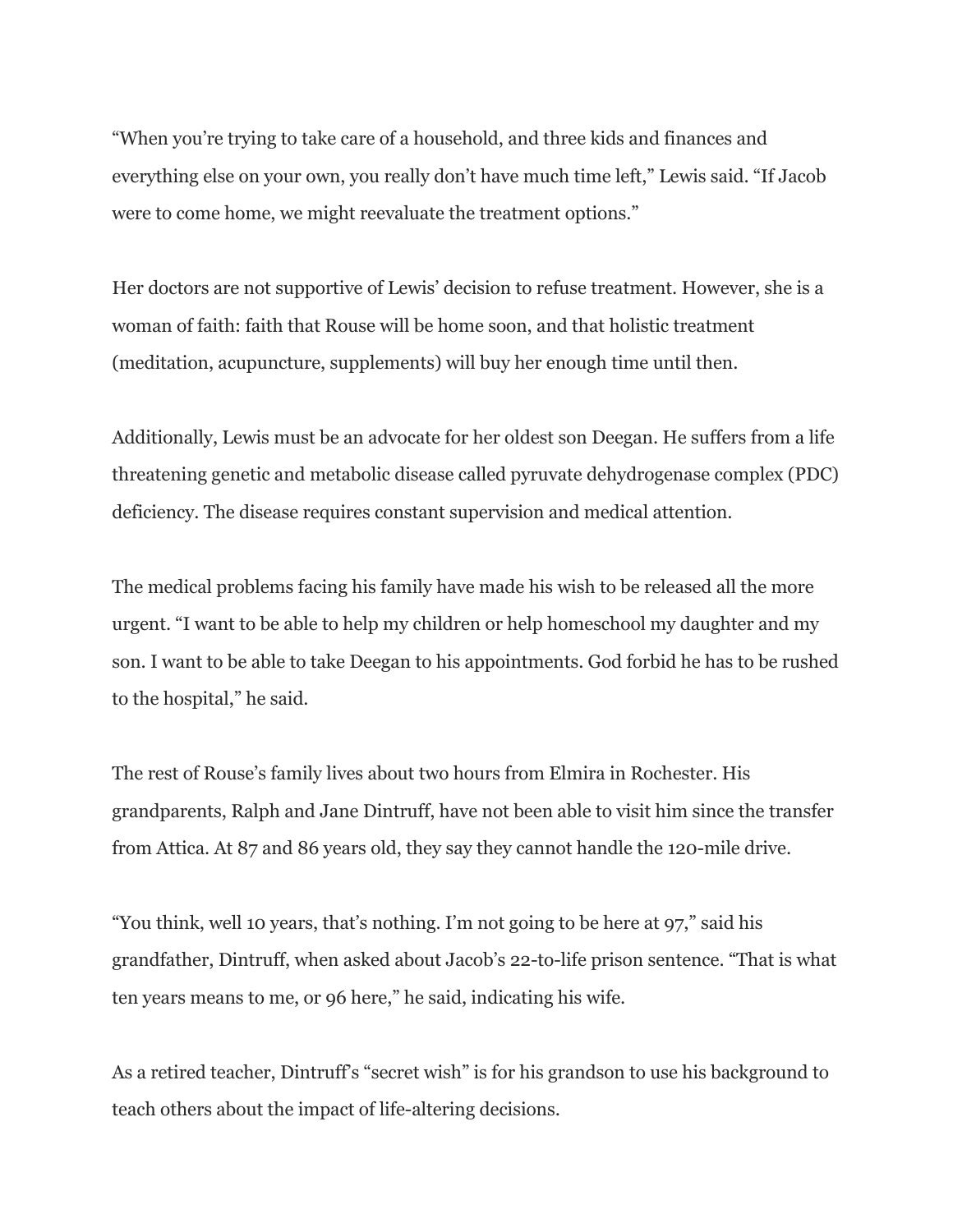"When you're trying to take care of a household, and three kids and finances and everything else on your own, you really don't have much time left," Lewis said. "If Jacob were to come home, we might reevaluate the treatment options."

Her doctors are not supportive of Lewis' decision to refuse treatment. However, she is a woman of faith: faith that Rouse will be home soon, and that holistic treatment (meditation, acupuncture, supplements) will buy her enough time until then.

Additionally, Lewis must be an advocate for her oldest son Deegan. He suffers from a life threatening genetic and metabolic disease called pyruvate dehydrogenase complex (PDC) deficiency. The disease requires constant supervision and medical attention.

The medical problems facing his family have made his wish to be released all the more urgent. "I want to be able to help my children or help homeschool my daughter and my son. I want to be able to take Deegan to his appointments. God forbid he has to be rushed to the hospital," he said.

The rest of Rouse's family lives about two hours from Elmira in Rochester. His grandparents, Ralph and Jane Dintruff, have not been able to visit him since the transfer from Attica. At 87 and 86 years old, they say they cannot handle the 120-mile drive.

"You think, well 10 years, that's nothing. I'm not going to be here at 97," said his grandfather, Dintruff, when asked about Jacob's 22-to-life prison sentence. "That is what ten years means to me, or 96 here," he said, indicating his wife.

As a retired teacher, Dintruff's "secret wish" is for his grandson to use his background to teach others about the impact of life-altering decisions.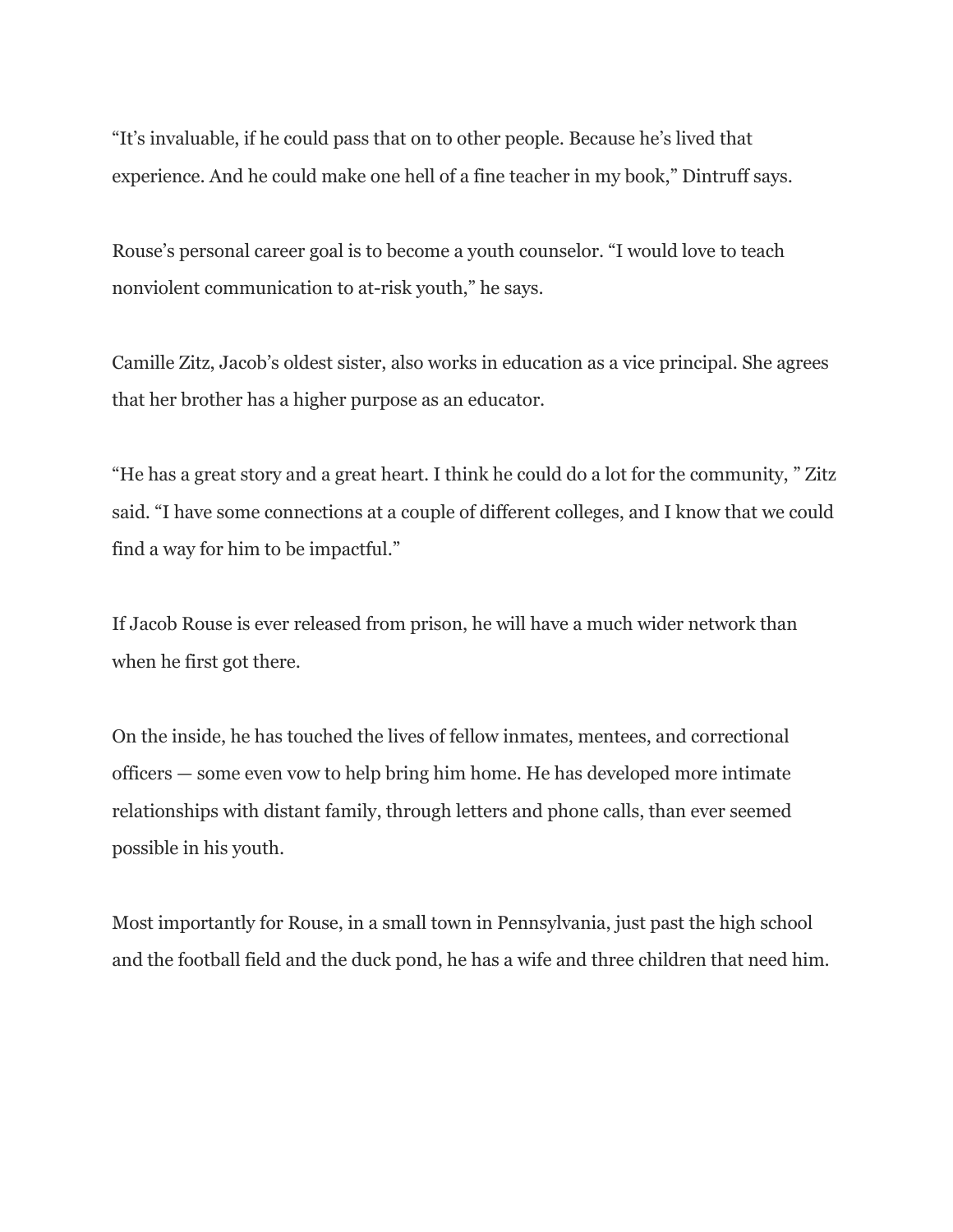"It's invaluable, if he could pass that on to other people. Because he's lived that experience. And he could make one hell of a fine teacher in my book," Dintruff says.

Rouse's personal career goal is to become a youth counselor. "I would love to teach nonviolent communication to at-risk youth," he says.

Camille Zitz, Jacob's oldest sister, also works in education as a vice principal. She agrees that her brother has a higher purpose as an educator.

"He has a great story and a great heart. I think he could do a lot for the community, " Zitz said. "I have some connections at a couple of different colleges, and I know that we could find a way for him to be impactful."

If Jacob Rouse is ever released from prison, he will have a much wider network than when he first got there.

On the inside, he has touched the lives of fellow inmates, mentees, and correctional officers — some even vow to help bring him home. He has developed more intimate relationships with distant family, through letters and phone calls, than ever seemed possible in his youth.

Most importantly for Rouse, in a small town in Pennsylvania, just past the high school and the football field and the duck pond, he has a wife and three children that need him.